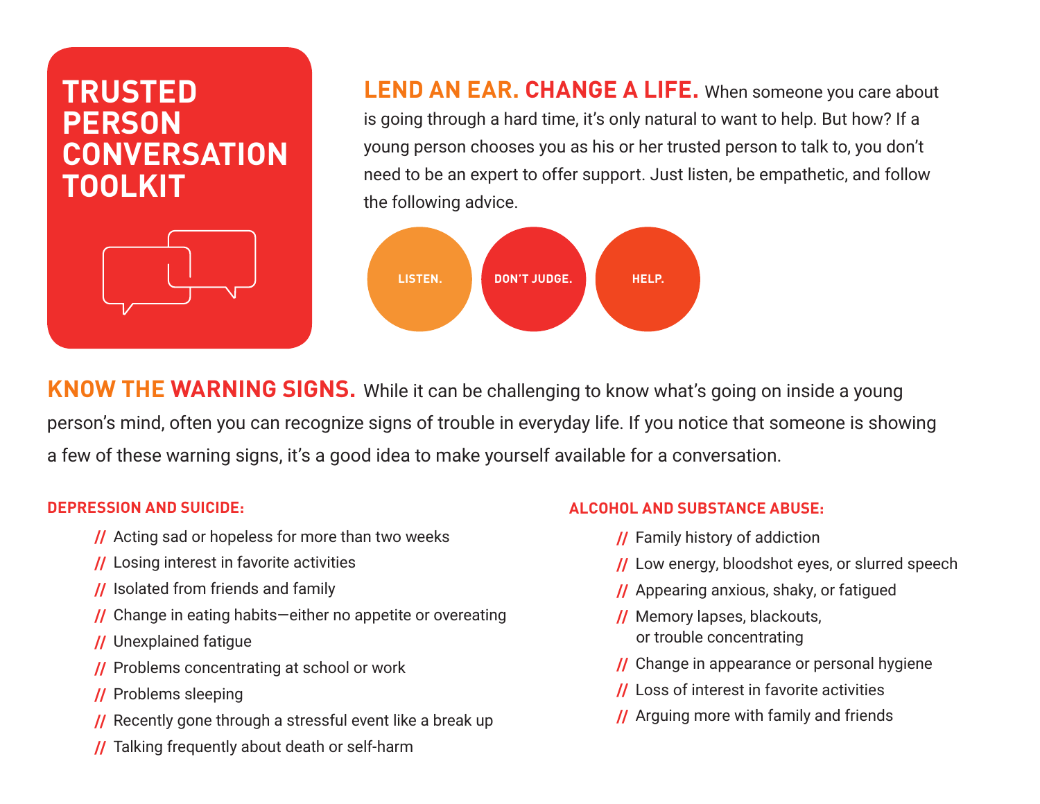# TRUSTED PERSON CONVERSATION TOOLKIT

**LEND AN EAR. CHANGE A LIFE.** When someone you care about is going through a hard time, it's only natural to want to help. But how? If a young person chooses you as his or her trusted person to talk to, you don't need to be an expert to offer support. Just listen, be empathetic, and follow the following advice.

**LISTEN.** **DON'T JUDGE.** **HELP.**

**KNOW THE WARNING SIGNS.** While it can be challenging to know what's going on inside a young person's mind, often you can recognize signs of trouble in everyday life. If you notice that someone is showing a few of these warning signs, it's a good idea to make yourself available for a conversation.

### DEPRESSION AND SUICIDE:

- Acting sad or hopeless for more than two weeks
- Losing interest in favorite activities
- Isolated from friends and family
- Change in eating habits—either no appetite or overeating
- Unexplained fatigue
- Problems concentrating at school or work
- Problems sleeping
- Recently gone through a stressful event like a break up
- Talking frequently about death or self-harm

### ALCOHOL AND SUBSTANCE ABUSE:

- Family history of addiction
- Low energy, bloodshot eyes, or slurred speech
- Appearing anxious, shaky, or fatigued
- Memory lapses, blackouts, or trouble concentrating
- Change in appearance or personal hygiene
- Loss of interest in favorite activities
- Arguing more with family and friends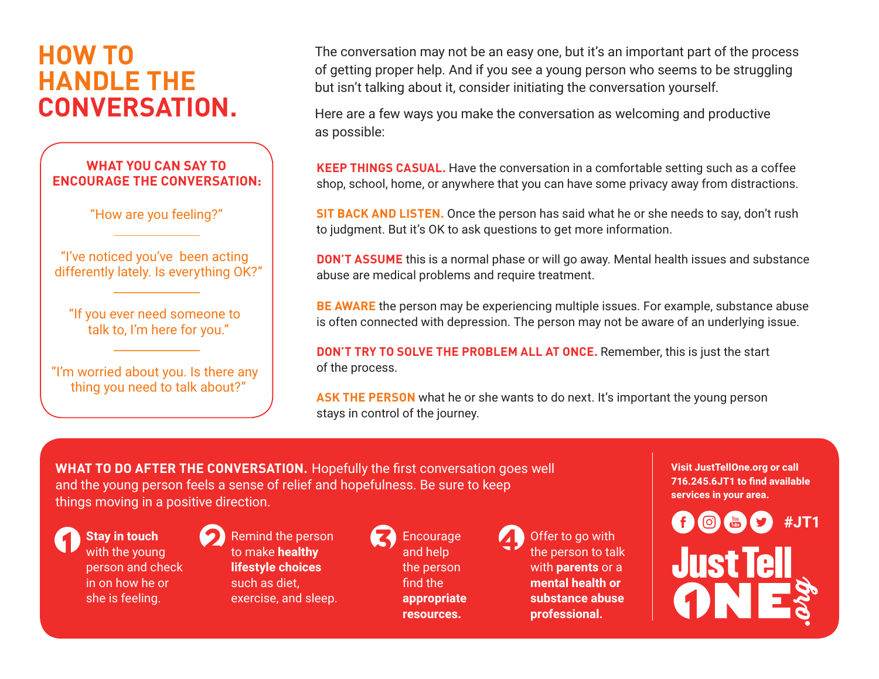# HOW TO HANDLE THE CONVERSATION.

### WHAT YOU CAN SAY TO ENCOURAGE THE CONVERSATION:

"How are you feeling?"

"I've noticed you've been acting differently lately. Is everything OK?"

"If you ever need someone to talk to, I'm here for you."

"I'm worried about you. Is there any thing you need to talk about?"

The conversation may not be an easy one, but it's an important part of the process of getting proper help. And if you see a young person who seems to be struggling but isn't talking about it, consider initiating the conversation yourself.

Here are a few ways you make the conversation as welcoming and productive as possible:

**KEEP THINGS CASUAL.** Have the conversation in a comfortable setting such as a coffee shop, school, home, or anywhere that you can have some privacy away from distractions.

**SIT BACK AND LISTEN.** Once the person has said what he or she needs to say, don't rush to judgment. But it's OK to ask questions to get more information.

**DON'T ASSUME** this is a normal phase or will go away. Mental health issues and substance abuse are medical problems and require treatment.

**BE AWARE** the person may be experiencing multiple issues. For example, substance abuse is often connected with depression. The person may not be aware of an underlying issue.

**DON'T TRY TO SOLVE THE PROBLEM ALL AT ONCE.** Remember, this is just the start of the process.

**ASK THE PERSON** what he or she wants to do next. It's important the young person stays in control of the journey.

**WHAT TO DO AFTER THE CONVERSATION.** Hopefully the first conversation goes well and the young person feels a sense of relief and hopefulness. Be sure to keep things moving in a positive direction.

1. **Stay in touch** with the young person and check in on how he or she is feeling.
2. Remind the person to make **healthy lifestyle choices** such as diet, exercise, and sleep.
3. Encourage and help the person find the **appropriate resources.**
4. Offer to go with the person to talk with **parents** or a **mental health or substance abuse professional.**

**Visit JustTellOne.org or call 716.245.6JT1 to find available services in your area.**

#JT1

Just Tell ONE.org